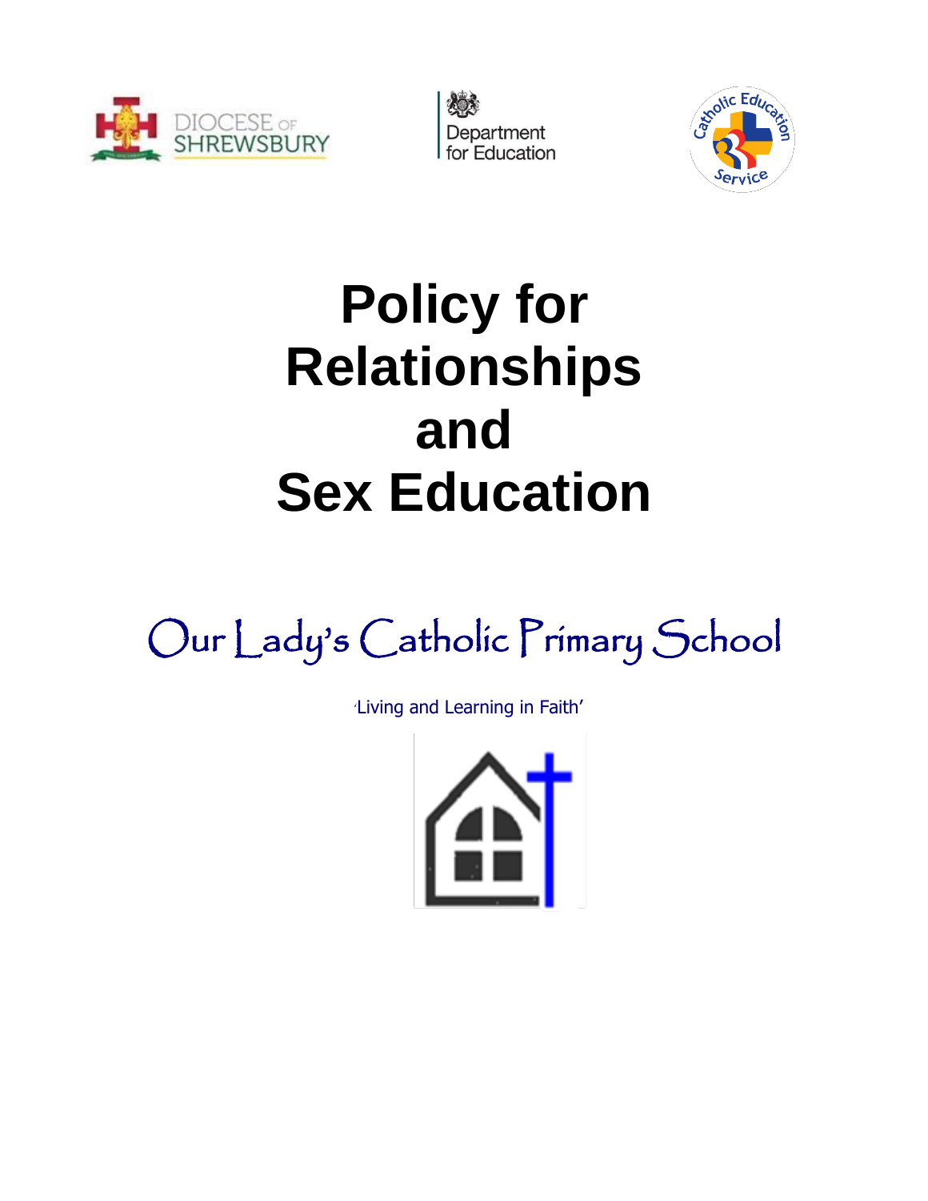DIOCESE OF SHREWSBURY

Department for Education

Catholic Education Service

# Policy for Relationships and Sex Education

## Our Lady's Catholic Primary School

'Living and Learning in Faith'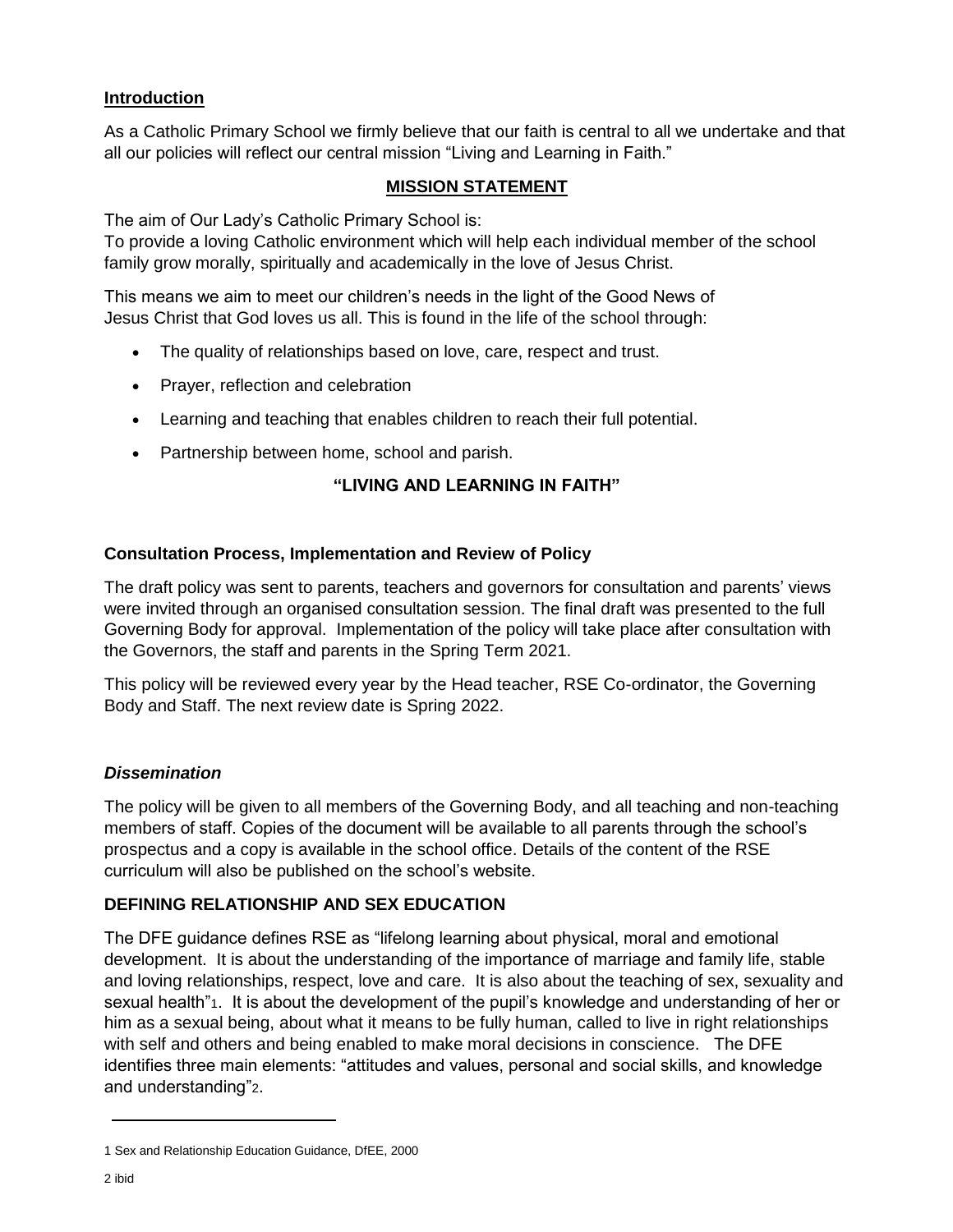## Introduction

As a Catholic Primary School we firmly believe that our faith is central to all we undertake and that all our policies will reflect our central mission "Living and Learning in Faith."

## MISSION STATEMENT

The aim of Our Lady's Catholic Primary School is:
To provide a loving Catholic environment which will help each individual member of the school family grow morally, spiritually and academically in the love of Jesus Christ.

This means we aim to meet our children's needs in the light of the Good News of Jesus Christ that God loves us all. This is found in the life of the school through:

- The quality of relationships based on love, care, respect and trust.
- Prayer, reflection and celebration
- Learning and teaching that enables children to reach their full potential.
- Partnership between home, school and parish.

**"LIVING AND LEARNING IN FAITH"**

### Consultation Process, Implementation and Review of Policy

The draft policy was sent to parents, teachers and governors for consultation and parents' views were invited through an organised consultation session. The final draft was presented to the full Governing Body for approval. Implementation of the policy will take place after consultation with the Governors, the staff and parents in the Spring Term 2021.

This policy will be reviewed every year by the Head teacher, RSE Co-ordinator, the Governing Body and Staff. The next review date is Spring 2022.

### *Dissemination*

The policy will be given to all members of the Governing Body, and all teaching and non-teaching members of staff. Copies of the document will be available to all parents through the school's prospectus and a copy is available in the school office. Details of the content of the RSE curriculum will also be published on the school's website.

### DEFINING RELATIONSHIP AND SEX EDUCATION

The DFE guidance defines RSE as "lifelong learning about physical, moral and emotional development. It is about the understanding of the importance of marriage and family life, stable and loving relationships, respect, love and care. It is also about the teaching of sex, sexuality and sexual health"[1]. It is about the development of the pupil's knowledge and understanding of her or him as a sexual being, about what it means to be fully human, called to live in right relationships with self and others and being enabled to make moral decisions in conscience. The DFE identifies three main elements: "attitudes and values, personal and social skills, and knowledge and understanding"[2].

---

1 Sex and Relationship Education Guidance, DfEE, 2000

2 ibid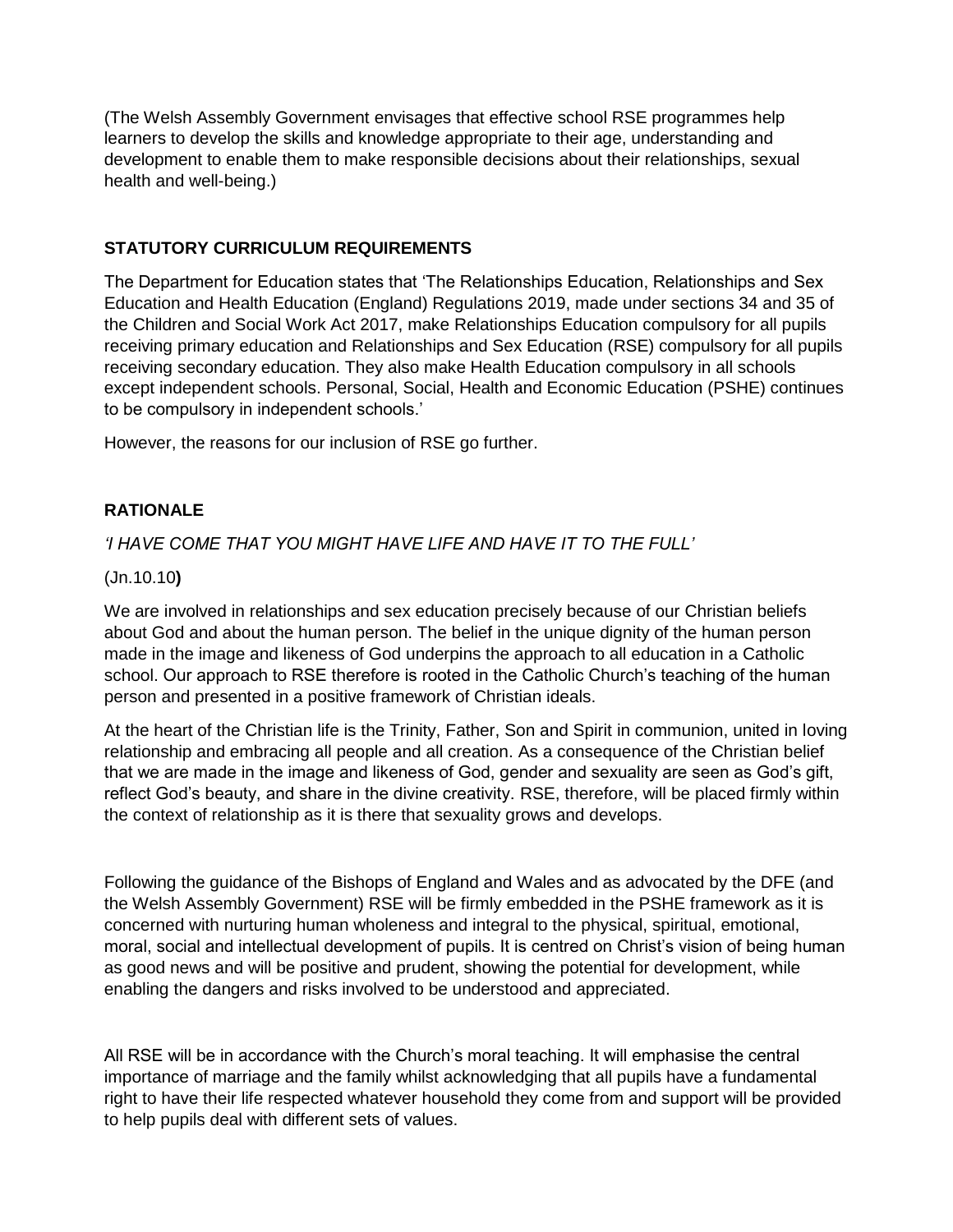(The Welsh Assembly Government envisages that effective school RSE programmes help learners to develop the skills and knowledge appropriate to their age, understanding and development to enable them to make responsible decisions about their relationships, sexual health and well-being.)

## STATUTORY CURRICULUM REQUIREMENTS

The Department for Education states that 'The Relationships Education, Relationships and Sex Education and Health Education (England) Regulations 2019, made under sections 34 and 35 of the Children and Social Work Act 2017, make Relationships Education compulsory for all pupils receiving primary education and Relationships and Sex Education (RSE) compulsory for all pupils receiving secondary education. They also make Health Education compulsory in all schools except independent schools. Personal, Social, Health and Economic Education (PSHE) continues to be compulsory in independent schools.'

However, the reasons for our inclusion of RSE go further.

## RATIONALE

*'I HAVE COME THAT YOU MIGHT HAVE LIFE AND HAVE IT TO THE FULL'*

(Jn.10.10**)**

We are involved in relationships and sex education precisely because of our Christian beliefs about God and about the human person. The belief in the unique dignity of the human person made in the image and likeness of God underpins the approach to all education in a Catholic school. Our approach to RSE therefore is rooted in the Catholic Church's teaching of the human person and presented in a positive framework of Christian ideals.

At the heart of the Christian life is the Trinity, Father, Son and Spirit in communion, united in loving relationship and embracing all people and all creation. As a consequence of the Christian belief that we are made in the image and likeness of God, gender and sexuality are seen as God's gift, reflect God's beauty, and share in the divine creativity. RSE, therefore, will be placed firmly within the context of relationship as it is there that sexuality grows and develops.

Following the guidance of the Bishops of England and Wales and as advocated by the DFE (and the Welsh Assembly Government) RSE will be firmly embedded in the PSHE framework as it is concerned with nurturing human wholeness and integral to the physical, spiritual, emotional, moral, social and intellectual development of pupils. It is centred on Christ's vision of being human as good news and will be positive and prudent, showing the potential for development, while enabling the dangers and risks involved to be understood and appreciated.

All RSE will be in accordance with the Church's moral teaching. It will emphasise the central importance of marriage and the family whilst acknowledging that all pupils have a fundamental right to have their life respected whatever household they come from and support will be provided to help pupils deal with different sets of values.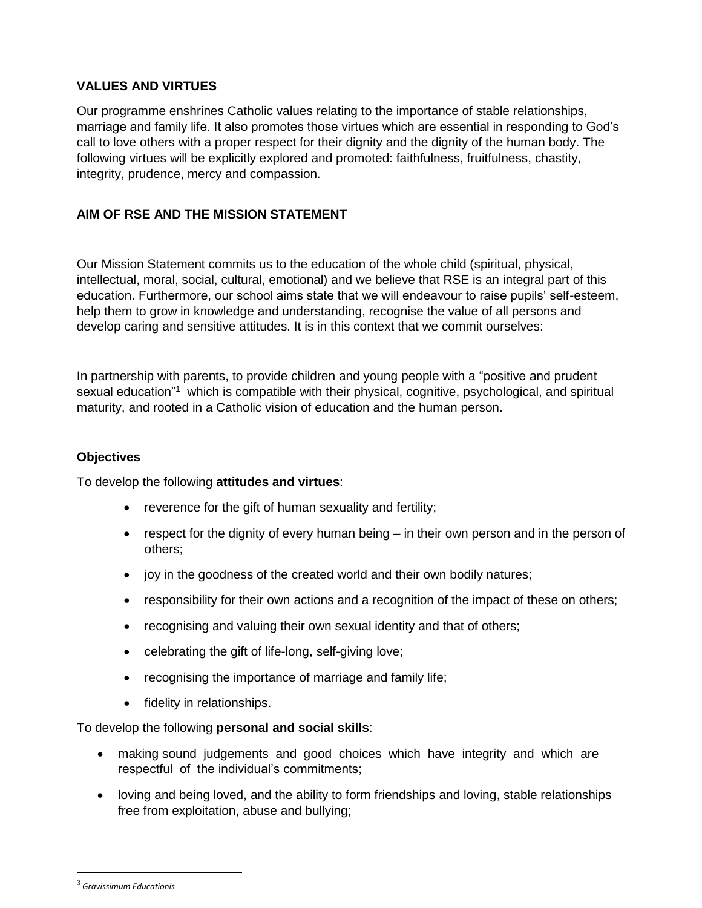## VALUES AND VIRTUES

Our programme enshrines Catholic values relating to the importance of stable relationships, marriage and family life. It also promotes those virtues which are essential in responding to God's call to love others with a proper respect for their dignity and the dignity of the human body. The following virtues will be explicitly explored and promoted: faithfulness, fruitfulness, chastity, integrity, prudence, mercy and compassion.

## AIM OF RSE AND THE MISSION STATEMENT

Our Mission Statement commits us to the education of the whole child (spiritual, physical, intellectual, moral, social, cultural, emotional) and we believe that RSE is an integral part of this education. Furthermore, our school aims state that we will endeavour to raise pupils' self-esteem, help them to grow in knowledge and understanding, recognise the value of all persons and develop caring and sensitive attitudes. It is in this context that we commit ourselves:

In partnership with parents, to provide children and young people with a "positive and prudent sexual education"[1] which is compatible with their physical, cognitive, psychological, and spiritual maturity, and rooted in a Catholic vision of education and the human person.

### Objectives

To develop the following **attitudes and virtues**:

- reverence for the gift of human sexuality and fertility;
- respect for the dignity of every human being – in their own person and in the person of others;
- joy in the goodness of the created world and their own bodily natures;
- responsibility for their own actions and a recognition of the impact of these on others;
- recognising and valuing their own sexual identity and that of others;
- celebrating the gift of life-long, self-giving love;
- recognising the importance of marriage and family life;
- fidelity in relationships.

To develop the following **personal and social skills**:

- making sound judgements and good choices which have integrity and which are respectful of the individual's commitments;
- loving and being loved, and the ability to form friendships and loving, stable relationships free from exploitation, abuse and bullying;

---

[3] *Gravissimum Educationis*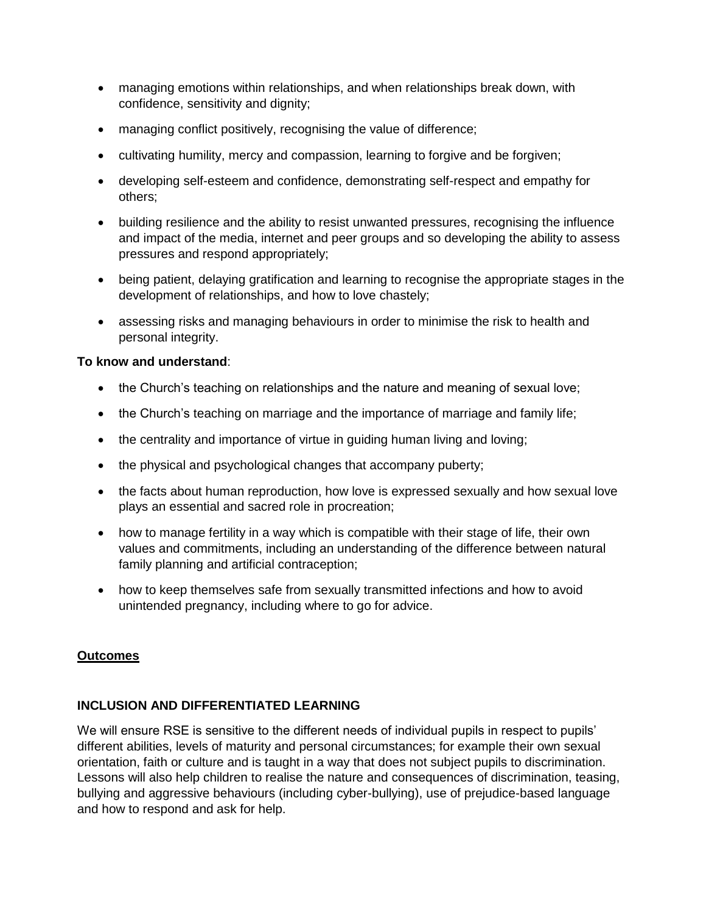- managing emotions within relationships, and when relationships break down, with confidence, sensitivity and dignity;
- managing conflict positively, recognising the value of difference;
- cultivating humility, mercy and compassion, learning to forgive and be forgiven;
- developing self-esteem and confidence, demonstrating self-respect and empathy for others;
- building resilience and the ability to resist unwanted pressures, recognising the influence and impact of the media, internet and peer groups and so developing the ability to assess pressures and respond appropriately;
- being patient, delaying gratification and learning to recognise the appropriate stages in the development of relationships, and how to love chastely;
- assessing risks and managing behaviours in order to minimise the risk to health and personal integrity.

**To know and understand**:

- the Church's teaching on relationships and the nature and meaning of sexual love;
- the Church's teaching on marriage and the importance of marriage and family life;
- the centrality and importance of virtue in guiding human living and loving;
- the physical and psychological changes that accompany puberty;
- the facts about human reproduction, how love is expressed sexually and how sexual love plays an essential and sacred role in procreation;
- how to manage fertility in a way which is compatible with their stage of life, their own values and commitments, including an understanding of the difference between natural family planning and artificial contraception;
- how to keep themselves safe from sexually transmitted infections and how to avoid unintended pregnancy, including where to go for advice.

## Outcomes

### INCLUSION AND DIFFERENTIATED LEARNING

We will ensure RSE is sensitive to the different needs of individual pupils in respect to pupils' different abilities, levels of maturity and personal circumstances; for example their own sexual orientation, faith or culture and is taught in a way that does not subject pupils to discrimination. Lessons will also help children to realise the nature and consequences of discrimination, teasing, bullying and aggressive behaviours (including cyber-bullying), use of prejudice-based language and how to respond and ask for help.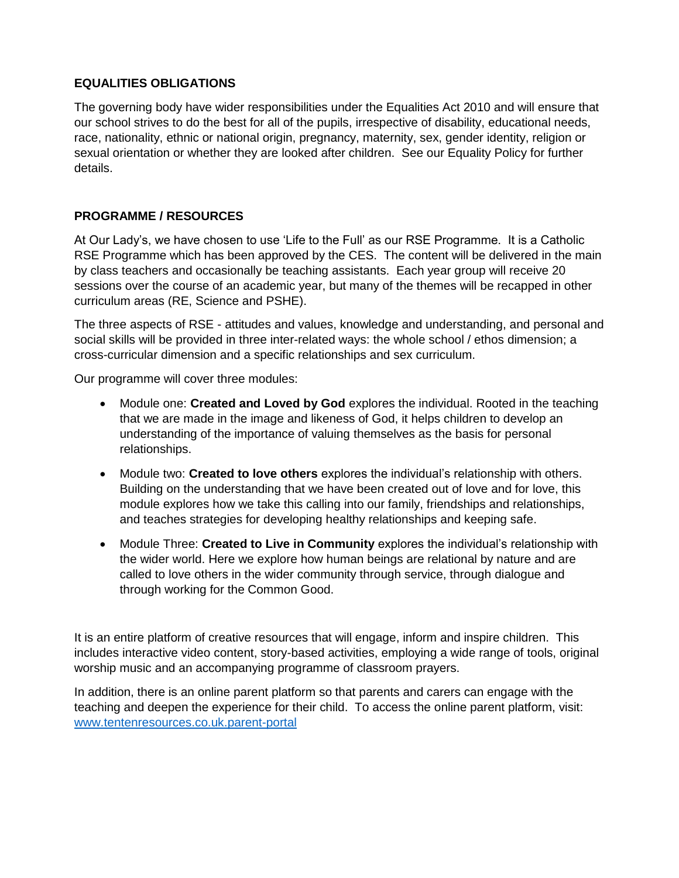## EQUALITIES OBLIGATIONS

The governing body have wider responsibilities under the Equalities Act 2010 and will ensure that our school strives to do the best for all of the pupils, irrespective of disability, educational needs, race, nationality, ethnic or national origin, pregnancy, maternity, sex, gender identity, religion or sexual orientation or whether they are looked after children. See our Equality Policy for further details.

## PROGRAMME / RESOURCES

At Our Lady's, we have chosen to use 'Life to the Full' as our RSE Programme. It is a Catholic RSE Programme which has been approved by the CES. The content will be delivered in the main by class teachers and occasionally be teaching assistants. Each year group will receive 20 sessions over the course of an academic year, but many of the themes will be recapped in other curriculum areas (RE, Science and PSHE).

The three aspects of RSE - attitudes and values, knowledge and understanding, and personal and social skills will be provided in three inter-related ways: the whole school / ethos dimension; a cross-curricular dimension and a specific relationships and sex curriculum.

Our programme will cover three modules:

- Module one: **Created and Loved by God** explores the individual. Rooted in the teaching that we are made in the image and likeness of God, it helps children to develop an understanding of the importance of valuing themselves as the basis for personal relationships.
- Module two: **Created to love others** explores the individual's relationship with others. Building on the understanding that we have been created out of love and for love, this module explores how we take this calling into our family, friendships and relationships, and teaches strategies for developing healthy relationships and keeping safe.
- Module Three: **Created to Live in Community** explores the individual's relationship with the wider world. Here we explore how human beings are relational by nature and are called to love others in the wider community through service, through dialogue and through working for the Common Good.

It is an entire platform of creative resources that will engage, inform and inspire children. This includes interactive video content, story-based activities, employing a wide range of tools, original worship music and an accompanying programme of classroom prayers.

In addition, there is an online parent platform so that parents and carers can engage with the teaching and deepen the experience for their child. To access the online parent platform, visit: [www.tentenresources.co.uk.parent-portal](www.tentenresources.co.uk.parent-portal)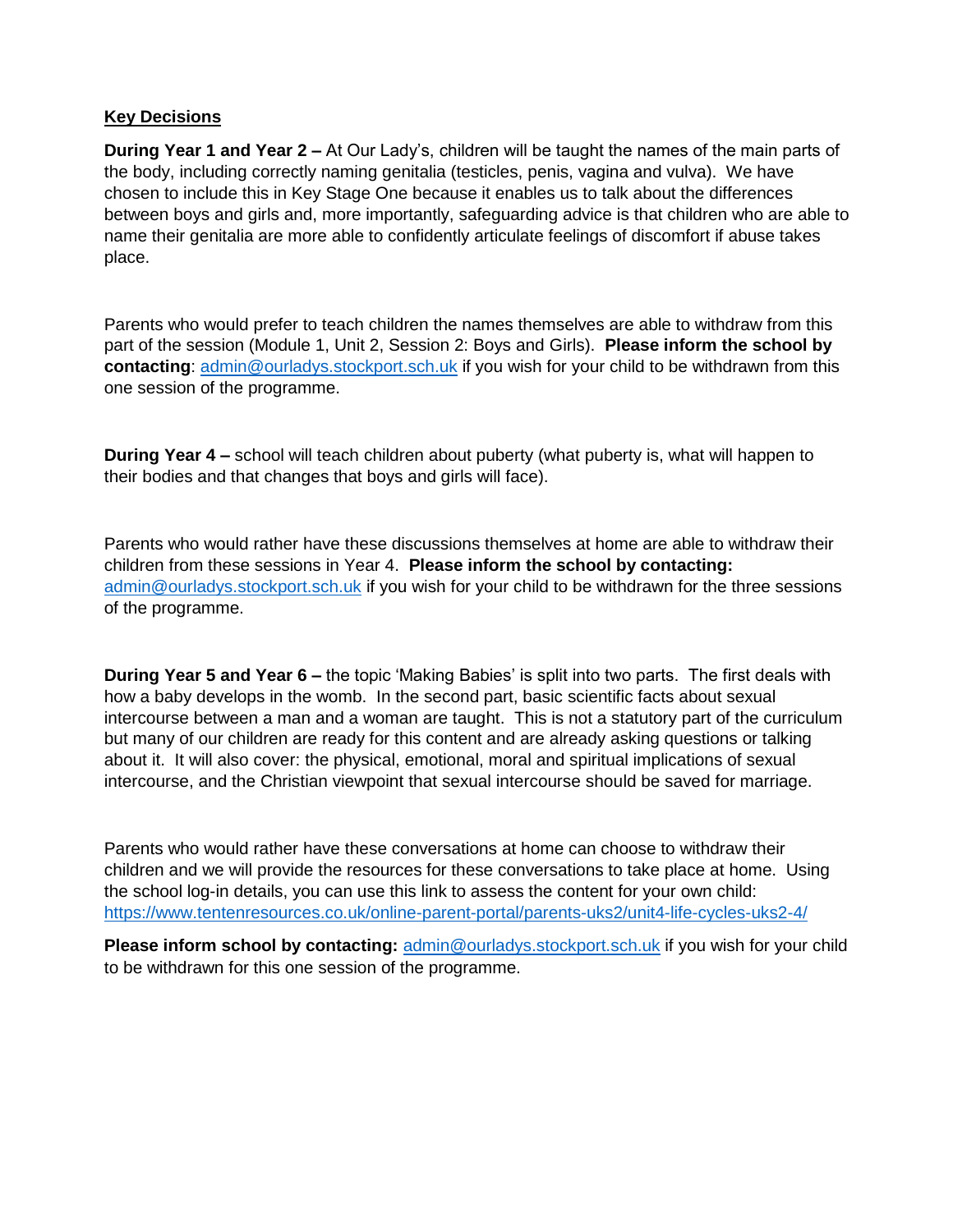**Key Decisions**

**During Year 1 and Year 2 –** At Our Lady's, children will be taught the names of the main parts of the body, including correctly naming genitalia (testicles, penis, vagina and vulva). We have chosen to include this in Key Stage One because it enables us to talk about the differences between boys and girls and, more importantly, safeguarding advice is that children who are able to name their genitalia are more able to confidently articulate feelings of discomfort if abuse takes place.

Parents who would prefer to teach children the names themselves are able to withdraw from this part of the session (Module 1, Unit 2, Session 2: Boys and Girls). **Please inform the school by contacting**: [admin@ourladys.stockport.sch.uk](mailto:admin@ourladys.stockport.sch.uk) if you wish for your child to be withdrawn from this one session of the programme.

**During Year 4 –** school will teach children about puberty (what puberty is, what will happen to their bodies and that changes that boys and girls will face).

Parents who would rather have these discussions themselves at home are able to withdraw their children from these sessions in Year 4. **Please inform the school by contacting:** [admin@ourladys.stockport.sch.uk](mailto:admin@ourladys.stockport.sch.uk) if you wish for your child to be withdrawn for the three sessions of the programme.

**During Year 5 and Year 6 –** the topic 'Making Babies' is split into two parts. The first deals with how a baby develops in the womb. In the second part, basic scientific facts about sexual intercourse between a man and a woman are taught. This is not a statutory part of the curriculum but many of our children are ready for this content and are already asking questions or talking about it. It will also cover: the physical, emotional, moral and spiritual implications of sexual intercourse, and the Christian viewpoint that sexual intercourse should be saved for marriage.

Parents who would rather have these conversations at home can choose to withdraw their children and we will provide the resources for these conversations to take place at home. Using the school log-in details, you can use this link to assess the content for your own child: [https://www.tentenresources.co.uk/online-parent-portal/parents-uks2/unit4-life-cycles-uks2-4/](https://www.tentenresources.co.uk/online-parent-portal/parents-uks2/unit4-life-cycles-uks2-4/)

**Please inform school by contacting:** [admin@ourladys.stockport.sch.uk](mailto:admin@ourladys.stockport.sch.uk) if you wish for your child to be withdrawn for this one session of the programme.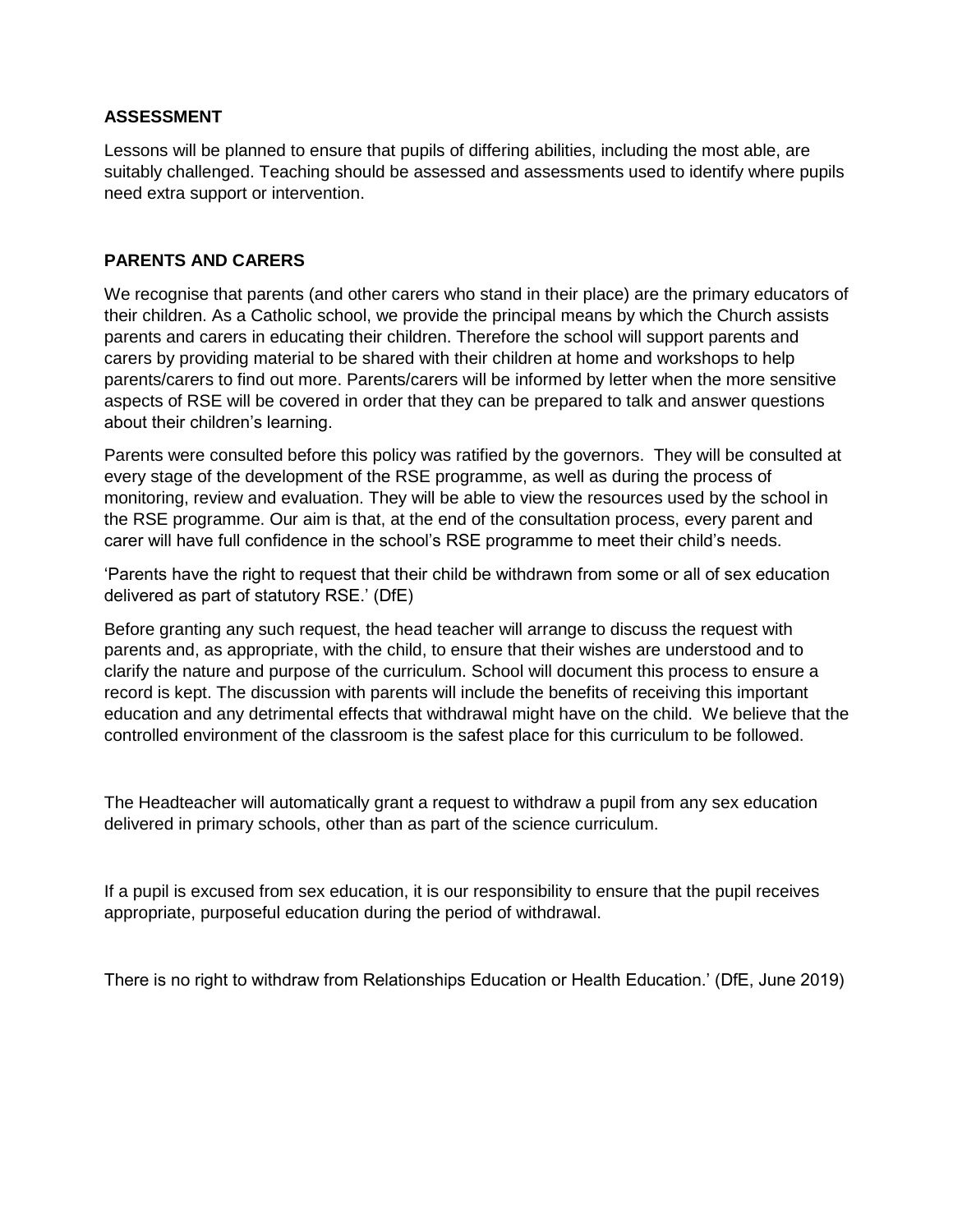## ASSESSMENT

Lessons will be planned to ensure that pupils of differing abilities, including the most able, are suitably challenged. Teaching should be assessed and assessments used to identify where pupils need extra support or intervention.

## PARENTS AND CARERS

We recognise that parents (and other carers who stand in their place) are the primary educators of their children. As a Catholic school, we provide the principal means by which the Church assists parents and carers in educating their children. Therefore the school will support parents and carers by providing material to be shared with their children at home and workshops to help parents/carers to find out more. Parents/carers will be informed by letter when the more sensitive aspects of RSE will be covered in order that they can be prepared to talk and answer questions about their children's learning.

Parents were consulted before this policy was ratified by the governors. They will be consulted at every stage of the development of the RSE programme, as well as during the process of monitoring, review and evaluation. They will be able to view the resources used by the school in the RSE programme. Our aim is that, at the end of the consultation process, every parent and carer will have full confidence in the school's RSE programme to meet their child's needs.

'Parents have the right to request that their child be withdrawn from some or all of sex education delivered as part of statutory RSE.' (DfE)

Before granting any such request, the head teacher will arrange to discuss the request with parents and, as appropriate, with the child, to ensure that their wishes are understood and to clarify the nature and purpose of the curriculum. School will document this process to ensure a record is kept. The discussion with parents will include the benefits of receiving this important education and any detrimental effects that withdrawal might have on the child. We believe that the controlled environment of the classroom is the safest place for this curriculum to be followed.

The Headteacher will automatically grant a request to withdraw a pupil from any sex education delivered in primary schools, other than as part of the science curriculum.

If a pupil is excused from sex education, it is our responsibility to ensure that the pupil receives appropriate, purposeful education during the period of withdrawal.

There is no right to withdraw from Relationships Education or Health Education.' (DfE, June 2019)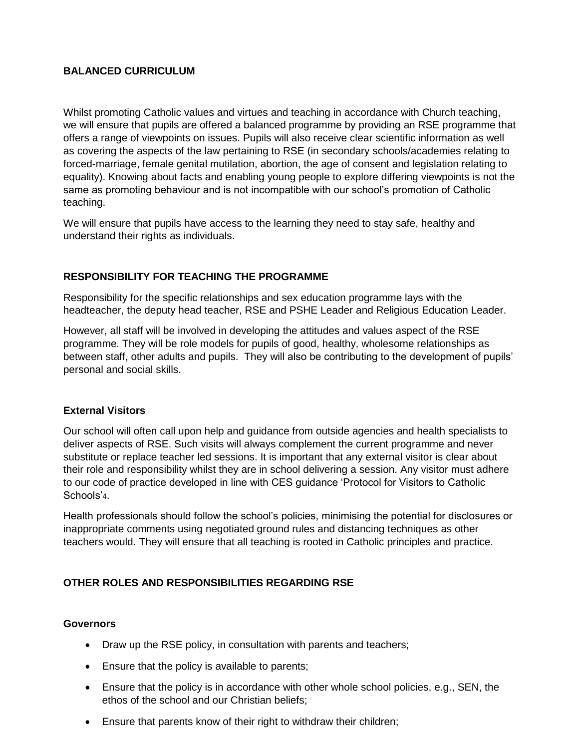## BALANCED CURRICULUM

Whilst promoting Catholic values and virtues and teaching in accordance with Church teaching, we will ensure that pupils are offered a balanced programme by providing an RSE programme that offers a range of viewpoints on issues. Pupils will also receive clear scientific information as well as covering the aspects of the law pertaining to RSE (in secondary schools/academies relating to forced-marriage, female genital mutilation, abortion, the age of consent and legislation relating to equality). Knowing about facts and enabling young people to explore differing viewpoints is not the same as promoting behaviour and is not incompatible with our school's promotion of Catholic teaching.

We will ensure that pupils have access to the learning they need to stay safe, healthy and understand their rights as individuals.

## RESPONSIBILITY FOR TEACHING THE PROGRAMME

Responsibility for the specific relationships and sex education programme lays with the headteacher, the deputy head teacher, RSE and PSHE Leader and Religious Education Leader.

However, all staff will be involved in developing the attitudes and values aspect of the RSE programme. They will be role models for pupils of good, healthy, wholesome relationships as between staff, other adults and pupils. They will also be contributing to the development of pupils' personal and social skills.

### External Visitors

Our school will often call upon help and guidance from outside agencies and health specialists to deliver aspects of RSE. Such visits will always complement the current programme and never substitute or replace teacher led sessions. It is important that any external visitor is clear about their role and responsibility whilst they are in school delivering a session. Any visitor must adhere to our code of practice developed in line with CES guidance 'Protocol for Visitors to Catholic Schools'[4].

Health professionals should follow the school's policies, minimising the potential for disclosures or inappropriate comments using negotiated ground rules and distancing techniques as other teachers would. They will ensure that all teaching is rooted in Catholic principles and practice.

## OTHER ROLES AND RESPONSIBILITIES REGARDING RSE

### Governors

- Draw up the RSE policy, in consultation with parents and teachers;
- Ensure that the policy is available to parents;
- Ensure that the policy is in accordance with other whole school policies, e.g., SEN, the ethos of the school and our Christian beliefs;
- Ensure that parents know of their right to withdraw their children;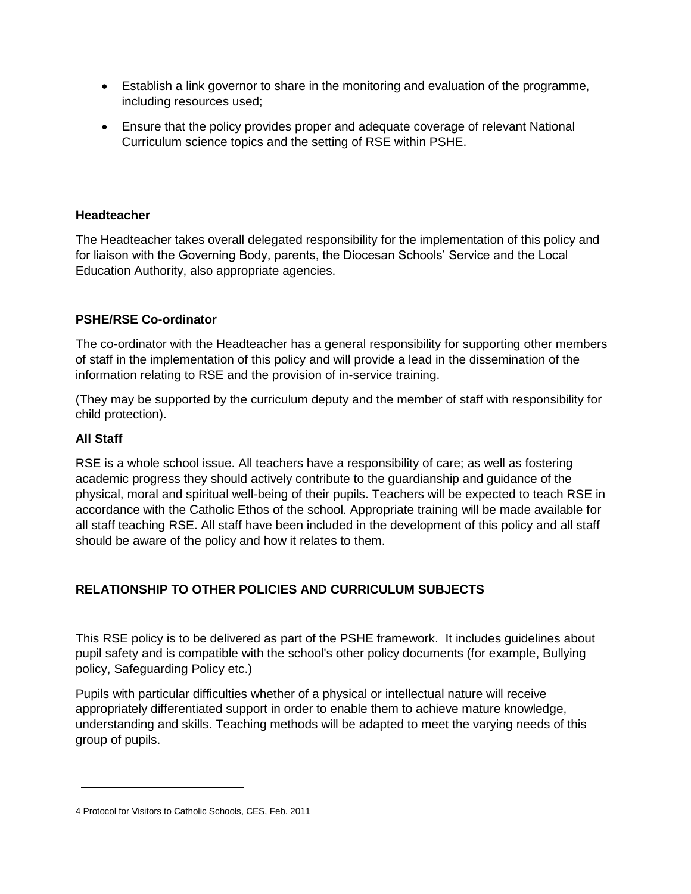- Establish a link governor to share in the monitoring and evaluation of the programme, including resources used;
- Ensure that the policy provides proper and adequate coverage of relevant National Curriculum science topics and the setting of RSE within PSHE.

**Headteacher**

The Headteacher takes overall delegated responsibility for the implementation of this policy and for liaison with the Governing Body, parents, the Diocesan Schools' Service and the Local Education Authority, also appropriate agencies.

**PSHE/RSE Co-ordinator**

The co-ordinator with the Headteacher has a general responsibility for supporting other members of staff in the implementation of this policy and will provide a lead in the dissemination of the information relating to RSE and the provision of in-service training.

(They may be supported by the curriculum deputy and the member of staff with responsibility for child protection).

**All Staff**

RSE is a whole school issue. All teachers have a responsibility of care; as well as fostering academic progress they should actively contribute to the guardianship and guidance of the physical, moral and spiritual well-being of their pupils. Teachers will be expected to teach RSE in accordance with the Catholic Ethos of the school. Appropriate training will be made available for all staff teaching RSE. All staff have been included in the development of this policy and all staff should be aware of the policy and how it relates to them.

## RELATIONSHIP TO OTHER POLICIES AND CURRICULUM SUBJECTS

This RSE policy is to be delivered as part of the PSHE framework. It includes guidelines about pupil safety and is compatible with the school's other policy documents (for example, Bullying policy, Safeguarding Policy etc.)

Pupils with particular difficulties whether of a physical or intellectual nature will receive appropriately differentiated support in order to enable them to achieve mature knowledge, understanding and skills. Teaching methods will be adapted to meet the varying needs of this group of pupils.

---

4 Protocol for Visitors to Catholic Schools, CES, Feb. 2011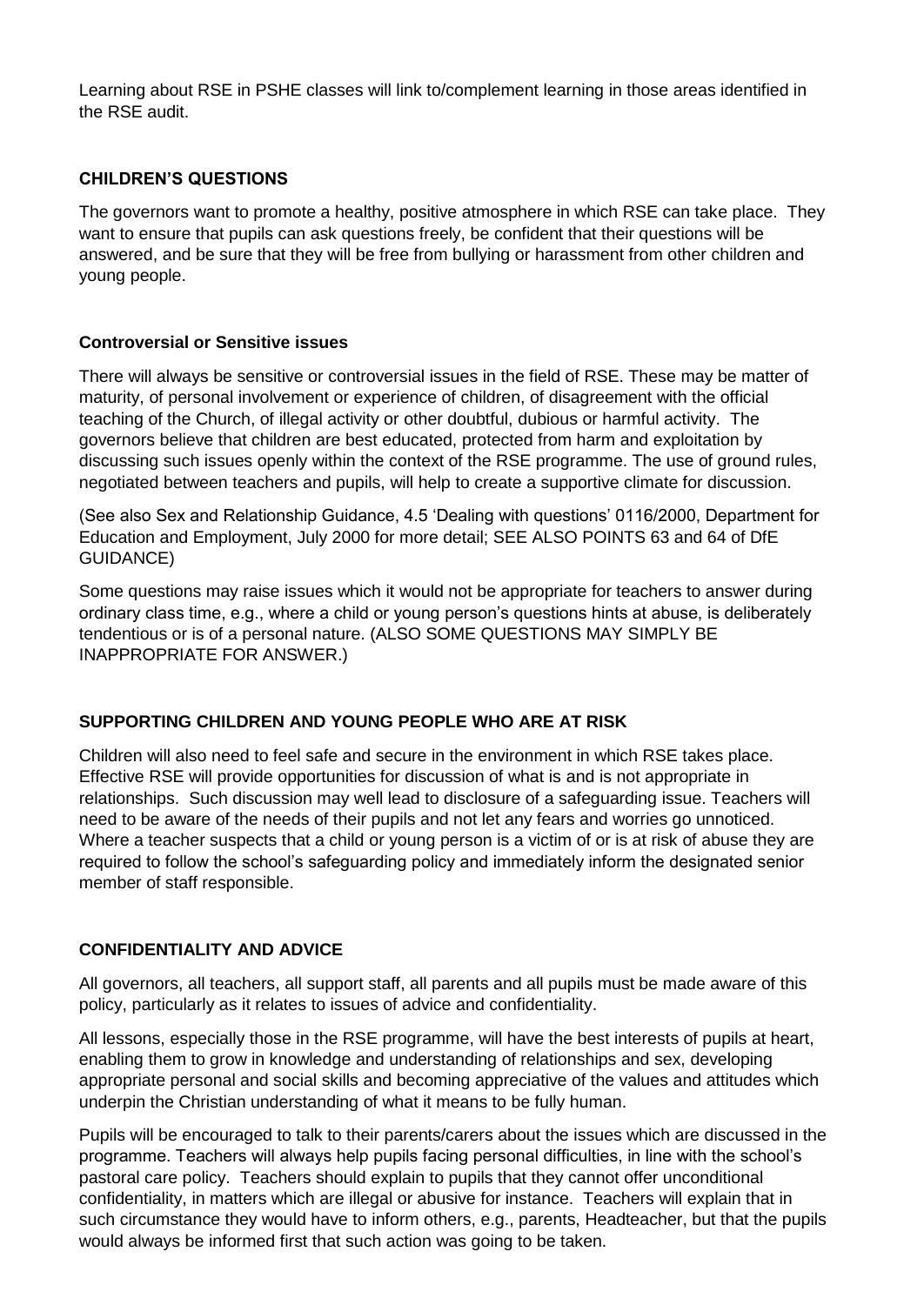Learning about RSE in PSHE classes will link to/complement learning in those areas identified in the RSE audit.

## CHILDREN'S QUESTIONS

The governors want to promote a healthy, positive atmosphere in which RSE can take place. They want to ensure that pupils can ask questions freely, be confident that their questions will be answered, and be sure that they will be free from bullying or harassment from other children and young people.

### Controversial or Sensitive issues

There will always be sensitive or controversial issues in the field of RSE. These may be matter of maturity, of personal involvement or experience of children, of disagreement with the official teaching of the Church, of illegal activity or other doubtful, dubious or harmful activity. The governors believe that children are best educated, protected from harm and exploitation by discussing such issues openly within the context of the RSE programme. The use of ground rules, negotiated between teachers and pupils, will help to create a supportive climate for discussion.

(See also Sex and Relationship Guidance, 4.5 'Dealing with questions' 0116/2000, Department for Education and Employment, July 2000 for more detail; SEE ALSO POINTS 63 and 64 of DfE GUIDANCE)

Some questions may raise issues which it would not be appropriate for teachers to answer during ordinary class time, e.g., where a child or young person's questions hints at abuse, is deliberately tendentious or is of a personal nature. (ALSO SOME QUESTIONS MAY SIMPLY BE INAPPROPRIATE FOR ANSWER.)

## SUPPORTING CHILDREN AND YOUNG PEOPLE WHO ARE AT RISK

Children will also need to feel safe and secure in the environment in which RSE takes place. Effective RSE will provide opportunities for discussion of what is and is not appropriate in relationships. Such discussion may well lead to disclosure of a safeguarding issue. Teachers will need to be aware of the needs of their pupils and not let any fears and worries go unnoticed. Where a teacher suspects that a child or young person is a victim of or is at risk of abuse they are required to follow the school's safeguarding policy and immediately inform the designated senior member of staff responsible.

## CONFIDENTIALITY AND ADVICE

All governors, all teachers, all support staff, all parents and all pupils must be made aware of this policy, particularly as it relates to issues of advice and confidentiality.

All lessons, especially those in the RSE programme, will have the best interests of pupils at heart, enabling them to grow in knowledge and understanding of relationships and sex, developing appropriate personal and social skills and becoming appreciative of the values and attitudes which underpin the Christian understanding of what it means to be fully human.

Pupils will be encouraged to talk to their parents/carers about the issues which are discussed in the programme. Teachers will always help pupils facing personal difficulties, in line with the school's pastoral care policy. Teachers should explain to pupils that they cannot offer unconditional confidentiality, in matters which are illegal or abusive for instance. Teachers will explain that in such circumstance they would have to inform others, e.g., parents, Headteacher, but that the pupils would always be informed first that such action was going to be taken.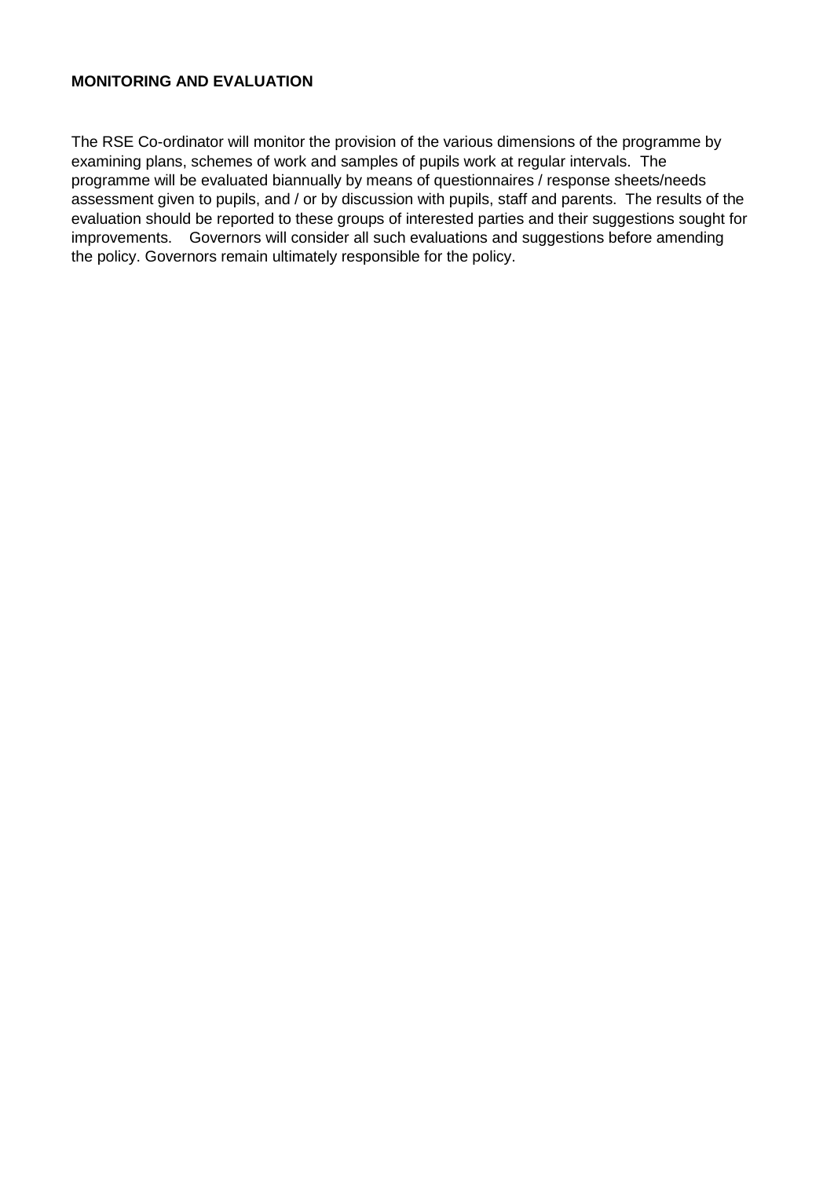**MONITORING AND EVALUATION**

The RSE Co-ordinator will monitor the provision of the various dimensions of the programme by examining plans, schemes of work and samples of pupils work at regular intervals. The programme will be evaluated biannually by means of questionnaires / response sheets/needs assessment given to pupils, and / or by discussion with pupils, staff and parents. The results of the evaluation should be reported to these groups of interested parties and their suggestions sought for improvements. Governors will consider all such evaluations and suggestions before amending the policy. Governors remain ultimately responsible for the policy.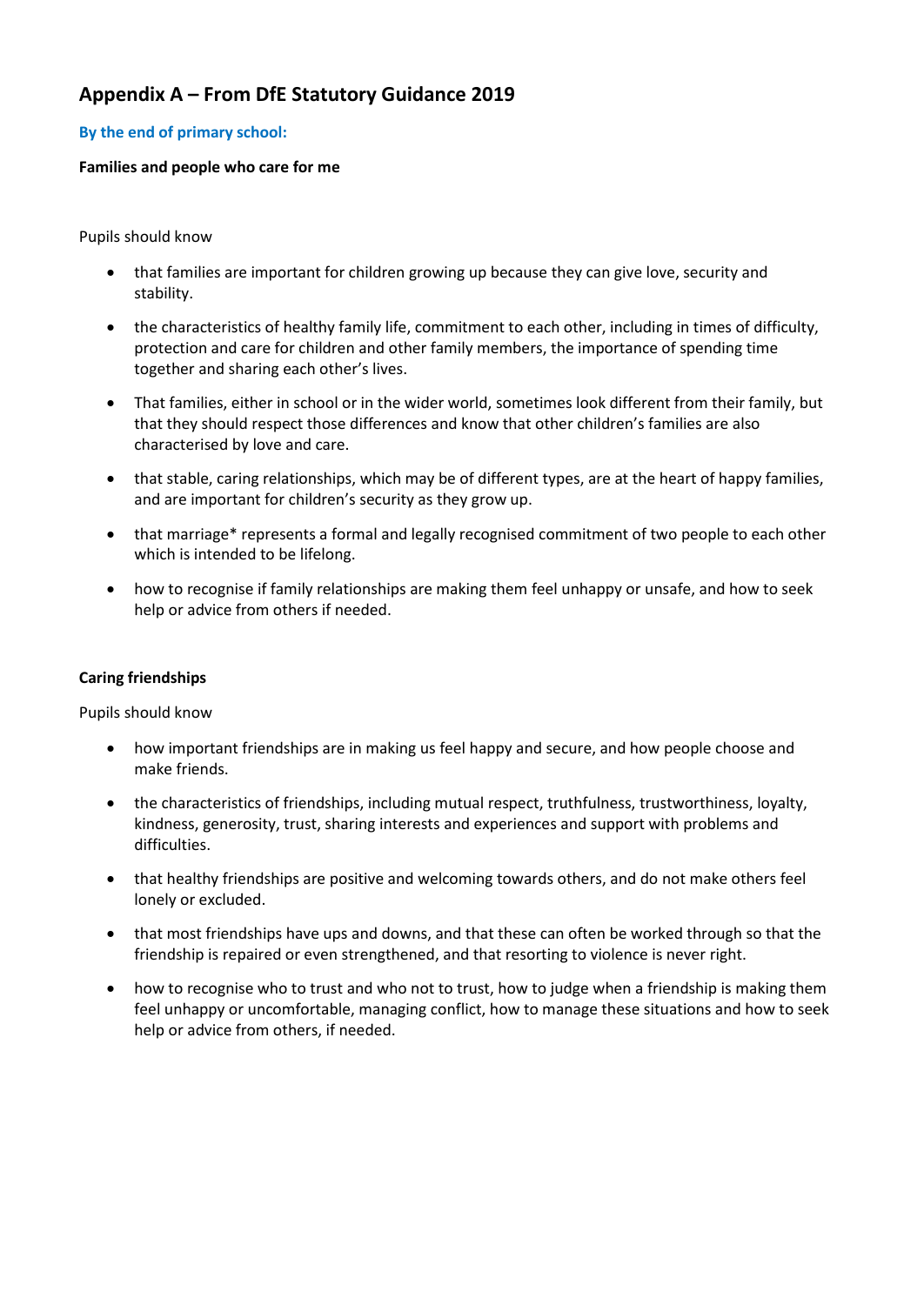## Appendix A – From DfE Statutory Guidance 2019

### By the end of primary school:

**Families and people who care for me**

Pupils should know

- that families are important for children growing up because they can give love, security and stability.
- the characteristics of healthy family life, commitment to each other, including in times of difficulty, protection and care for children and other family members, the importance of spending time together and sharing each other's lives.
- That families, either in school or in the wider world, sometimes look different from their family, but that they should respect those differences and know that other children's families are also characterised by love and care.
- that stable, caring relationships, which may be of different types, are at the heart of happy families, and are important for children's security as they grow up.
- that marriage* represents a formal and legally recognised commitment of two people to each other which is intended to be lifelong.
- how to recognise if family relationships are making them feel unhappy or unsafe, and how to seek help or advice from others if needed.

**Caring friendships**

Pupils should know

- how important friendships are in making us feel happy and secure, and how people choose and make friends.
- the characteristics of friendships, including mutual respect, truthfulness, trustworthiness, loyalty, kindness, generosity, trust, sharing interests and experiences and support with problems and difficulties.
- that healthy friendships are positive and welcoming towards others, and do not make others feel lonely or excluded.
- that most friendships have ups and downs, and that these can often be worked through so that the friendship is repaired or even strengthened, and that resorting to violence is never right.
- how to recognise who to trust and who not to trust, how to judge when a friendship is making them feel unhappy or uncomfortable, managing conflict, how to manage these situations and how to seek help or advice from others, if needed.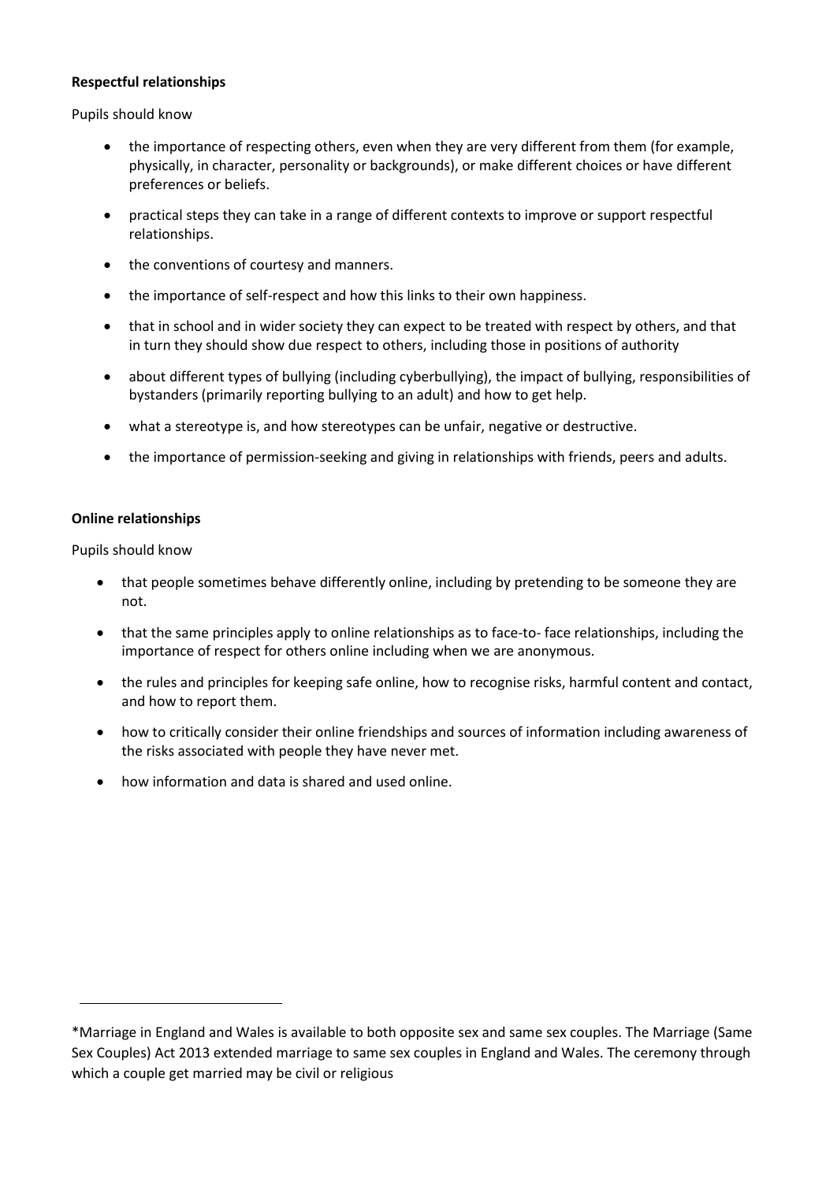**Respectful relationships**

Pupils should know

- the importance of respecting others, even when they are very different from them (for example, physically, in character, personality or backgrounds), or make different choices or have different preferences or beliefs.
- practical steps they can take in a range of different contexts to improve or support respectful relationships.
- the conventions of courtesy and manners.
- the importance of self-respect and how this links to their own happiness.
- that in school and in wider society they can expect to be treated with respect by others, and that in turn they should show due respect to others, including those in positions of authority
- about different types of bullying (including cyberbullying), the impact of bullying, responsibilities of bystanders (primarily reporting bullying to an adult) and how to get help.
- what a stereotype is, and how stereotypes can be unfair, negative or destructive.
- the importance of permission-seeking and giving in relationships with friends, peers and adults.

**Online relationships**

Pupils should know

- that people sometimes behave differently online, including by pretending to be someone they are not.
- that the same principles apply to online relationships as to face-to- face relationships, including the importance of respect for others online including when we are anonymous.
- the rules and principles for keeping safe online, how to recognise risks, harmful content and contact, and how to report them.
- how to critically consider their online friendships and sources of information including awareness of the risks associated with people they have never met.
- how information and data is shared and used online.

---

*Marriage in England and Wales is available to both opposite sex and same sex couples. The Marriage (Same Sex Couples) Act 2013 extended marriage to same sex couples in England and Wales. The ceremony through which a couple get married may be civil or religious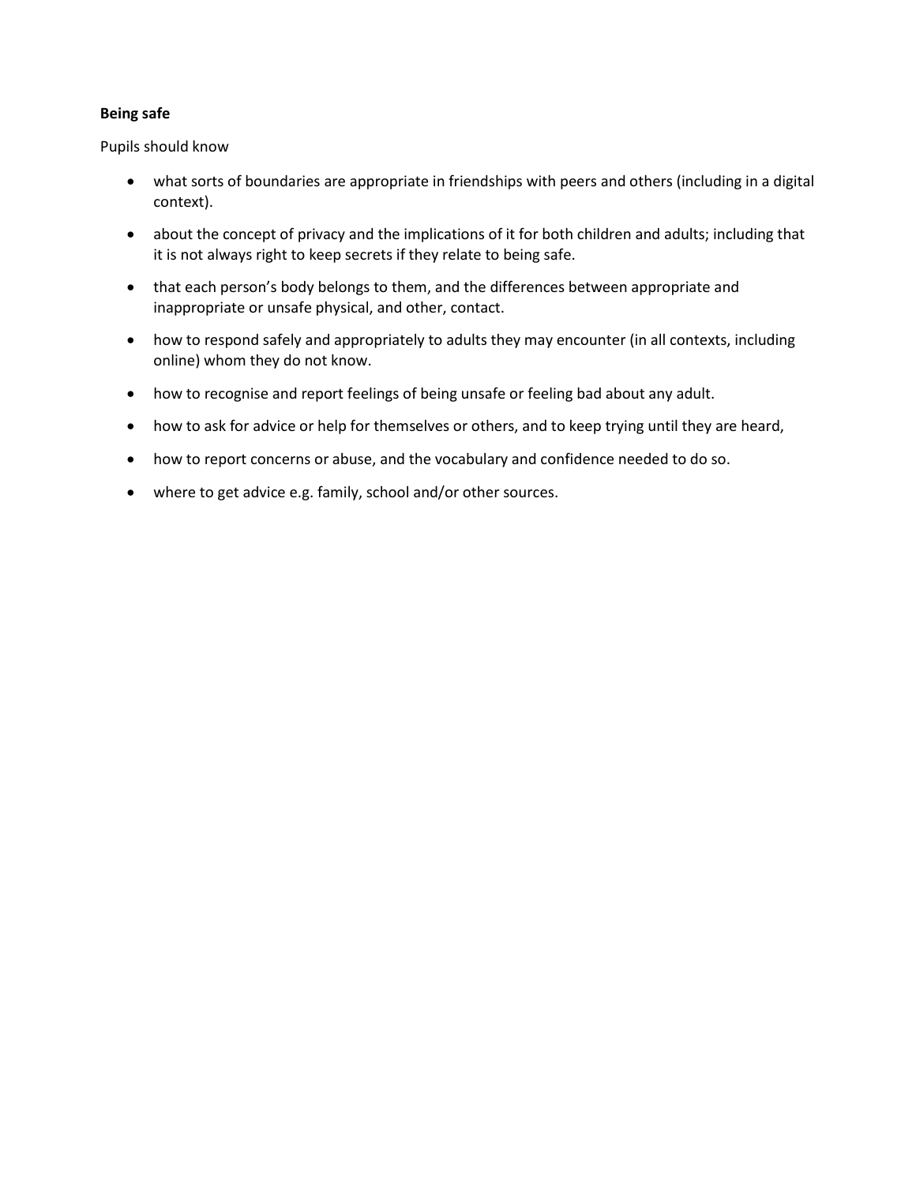**Being safe**

Pupils should know

- what sorts of boundaries are appropriate in friendships with peers and others (including in a digital context).
- about the concept of privacy and the implications of it for both children and adults; including that it is not always right to keep secrets if they relate to being safe.
- that each person's body belongs to them, and the differences between appropriate and inappropriate or unsafe physical, and other, contact.
- how to respond safely and appropriately to adults they may encounter (in all contexts, including online) whom they do not know.
- how to recognise and report feelings of being unsafe or feeling bad about any adult.
- how to ask for advice or help for themselves or others, and to keep trying until they are heard,
- how to report concerns or abuse, and the vocabulary and confidence needed to do so.
- where to get advice e.g. family, school and/or other sources.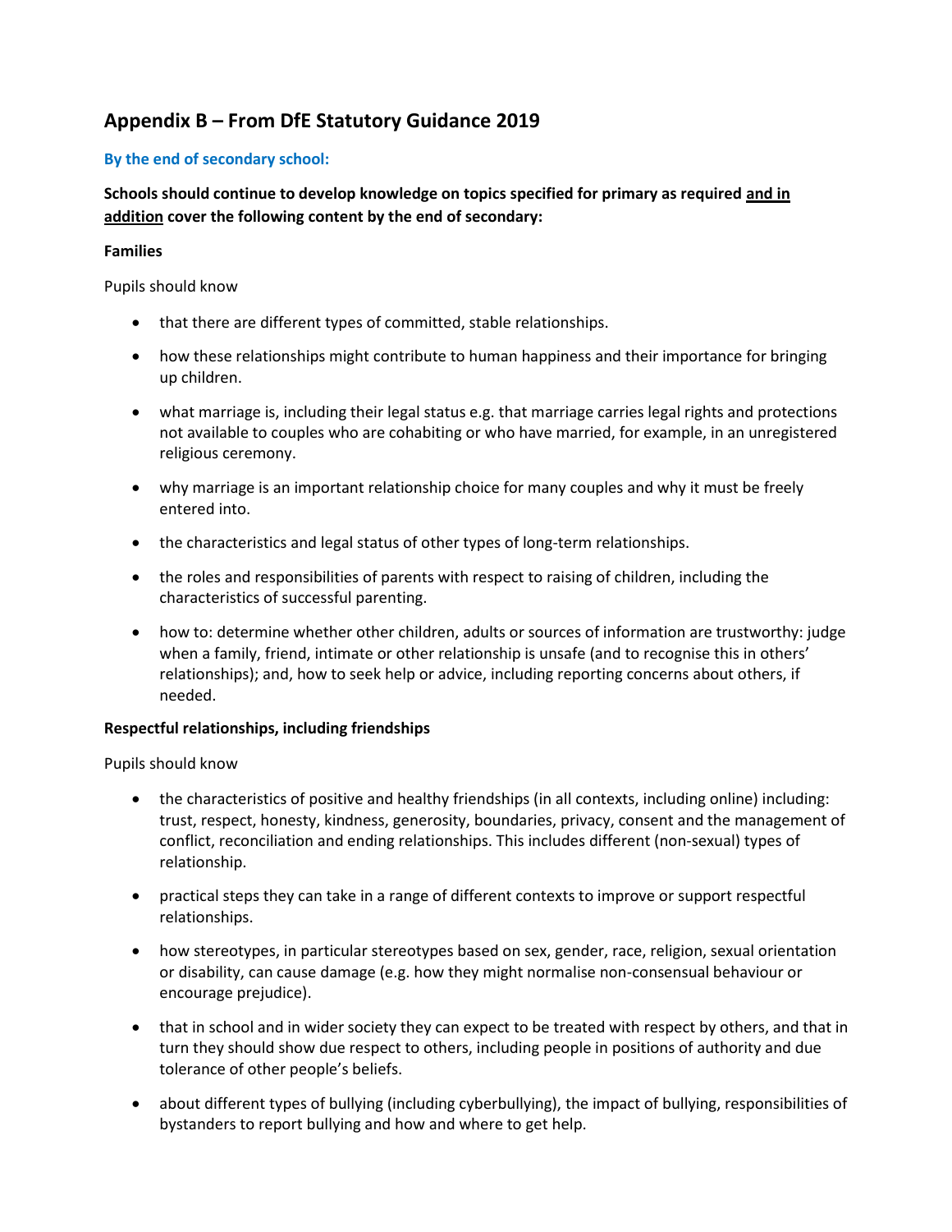## Appendix B – From DfE Statutory Guidance 2019

### By the end of secondary school:

**Schools should continue to develop knowledge on topics specified for primary as required <u>and in addition</u> cover the following content by the end of secondary:**

**Families**

Pupils should know

- that there are different types of committed, stable relationships.
- how these relationships might contribute to human happiness and their importance for bringing up children.
- what marriage is, including their legal status e.g. that marriage carries legal rights and protections not available to couples who are cohabiting or who have married, for example, in an unregistered religious ceremony.
- why marriage is an important relationship choice for many couples and why it must be freely entered into.
- the characteristics and legal status of other types of long-term relationships.
- the roles and responsibilities of parents with respect to raising of children, including the characteristics of successful parenting.
- how to: determine whether other children, adults or sources of information are trustworthy: judge when a family, friend, intimate or other relationship is unsafe (and to recognise this in others' relationships); and, how to seek help or advice, including reporting concerns about others, if needed.

**Respectful relationships, including friendships**

Pupils should know

- the characteristics of positive and healthy friendships (in all contexts, including online) including: trust, respect, honesty, kindness, generosity, boundaries, privacy, consent and the management of conflict, reconciliation and ending relationships. This includes different (non-sexual) types of relationship.
- practical steps they can take in a range of different contexts to improve or support respectful relationships.
- how stereotypes, in particular stereotypes based on sex, gender, race, religion, sexual orientation or disability, can cause damage (e.g. how they might normalise non-consensual behaviour or encourage prejudice).
- that in school and in wider society they can expect to be treated with respect by others, and that in turn they should show due respect to others, including people in positions of authority and due tolerance of other people's beliefs.
- about different types of bullying (including cyberbullying), the impact of bullying, responsibilities of bystanders to report bullying and how and where to get help.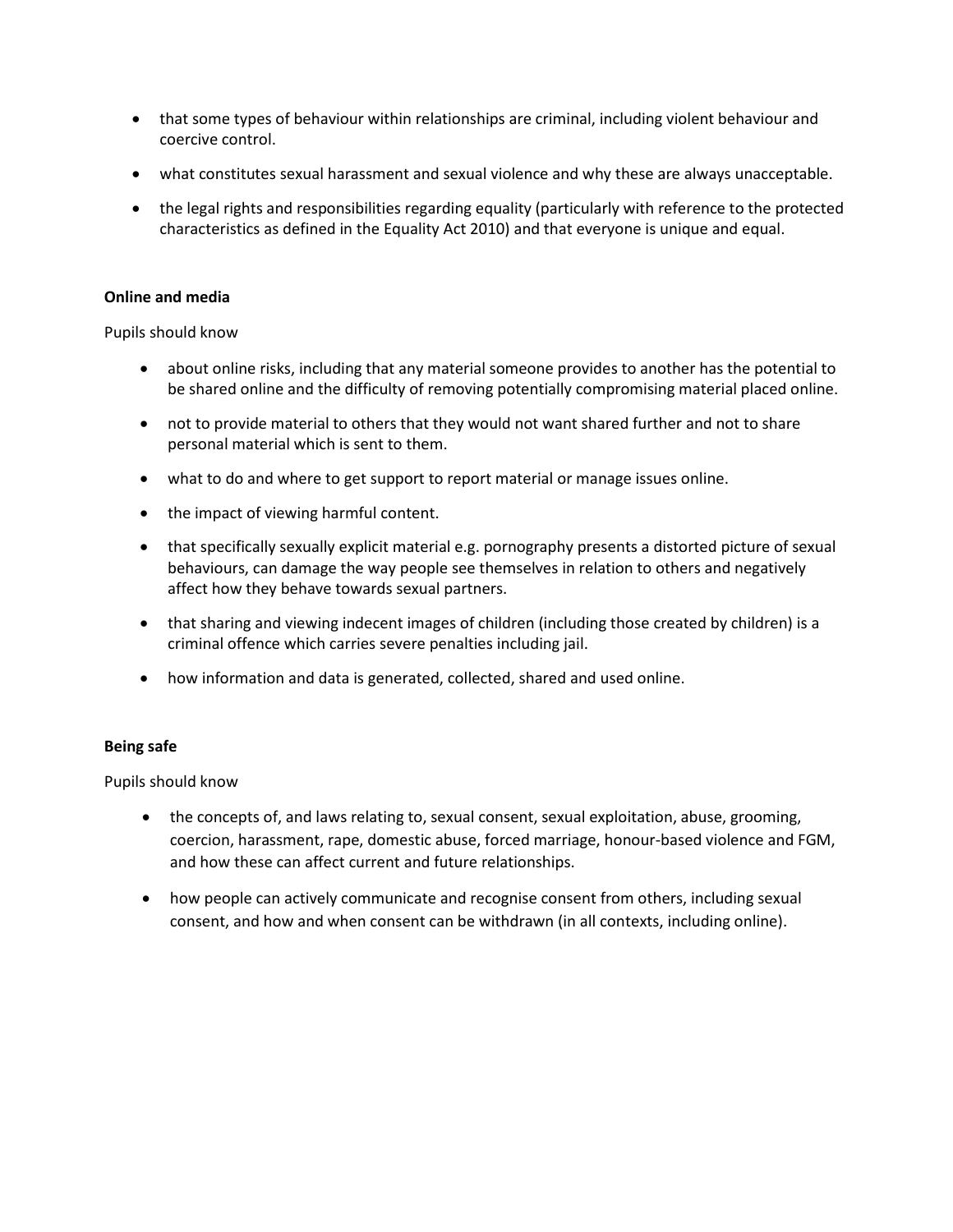- that some types of behaviour within relationships are criminal, including violent behaviour and coercive control.
- what constitutes sexual harassment and sexual violence and why these are always unacceptable.
- the legal rights and responsibilities regarding equality (particularly with reference to the protected characteristics as defined in the Equality Act 2010) and that everyone is unique and equal.

**Online and media**

Pupils should know

- about online risks, including that any material someone provides to another has the potential to be shared online and the difficulty of removing potentially compromising material placed online.
- not to provide material to others that they would not want shared further and not to share personal material which is sent to them.
- what to do and where to get support to report material or manage issues online.
- the impact of viewing harmful content.
- that specifically sexually explicit material e.g. pornography presents a distorted picture of sexual behaviours, can damage the way people see themselves in relation to others and negatively affect how they behave towards sexual partners.
- that sharing and viewing indecent images of children (including those created by children) is a criminal offence which carries severe penalties including jail.
- how information and data is generated, collected, shared and used online.

**Being safe**

Pupils should know

- the concepts of, and laws relating to, sexual consent, sexual exploitation, abuse, grooming, coercion, harassment, rape, domestic abuse, forced marriage, honour-based violence and FGM, and how these can affect current and future relationships.
- how people can actively communicate and recognise consent from others, including sexual consent, and how and when consent can be withdrawn (in all contexts, including online).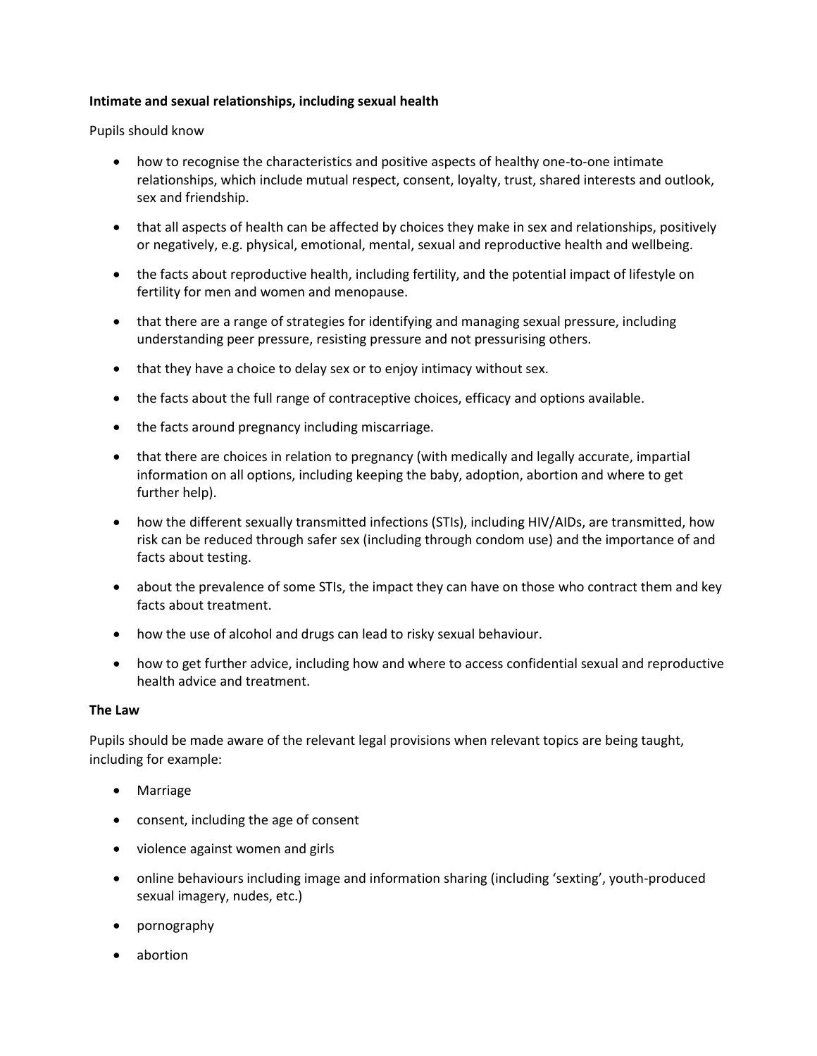**Intimate and sexual relationships, including sexual health**

Pupils should know

- how to recognise the characteristics and positive aspects of healthy one-to-one intimate relationships, which include mutual respect, consent, loyalty, trust, shared interests and outlook, sex and friendship.
- that all aspects of health can be affected by choices they make in sex and relationships, positively or negatively, e.g. physical, emotional, mental, sexual and reproductive health and wellbeing.
- the facts about reproductive health, including fertility, and the potential impact of lifestyle on fertility for men and women and menopause.
- that there are a range of strategies for identifying and managing sexual pressure, including understanding peer pressure, resisting pressure and not pressurising others.
- that they have a choice to delay sex or to enjoy intimacy without sex.
- the facts about the full range of contraceptive choices, efficacy and options available.
- the facts around pregnancy including miscarriage.
- that there are choices in relation to pregnancy (with medically and legally accurate, impartial information on all options, including keeping the baby, adoption, abortion and where to get further help).
- how the different sexually transmitted infections (STIs), including HIV/AIDs, are transmitted, how risk can be reduced through safer sex (including through condom use) and the importance of and facts about testing.
- about the prevalence of some STIs, the impact they can have on those who contract them and key facts about treatment.
- how the use of alcohol and drugs can lead to risky sexual behaviour.
- how to get further advice, including how and where to access confidential sexual and reproductive health advice and treatment.

**The Law**

Pupils should be made aware of the relevant legal provisions when relevant topics are being taught, including for example:

- Marriage
- consent, including the age of consent
- violence against women and girls
- online behaviours including image and information sharing (including 'sexting', youth-produced sexual imagery, nudes, etc.)
- pornography
- abortion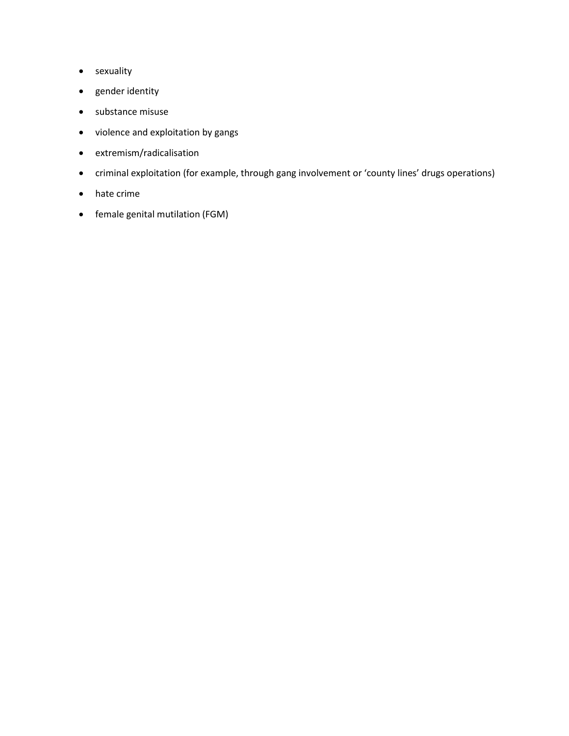- sexuality
- gender identity
- substance misuse
- violence and exploitation by gangs
- extremism/radicalisation
- criminal exploitation (for example, through gang involvement or 'county lines' drugs operations)
- hate crime
- female genital mutilation (FGM)